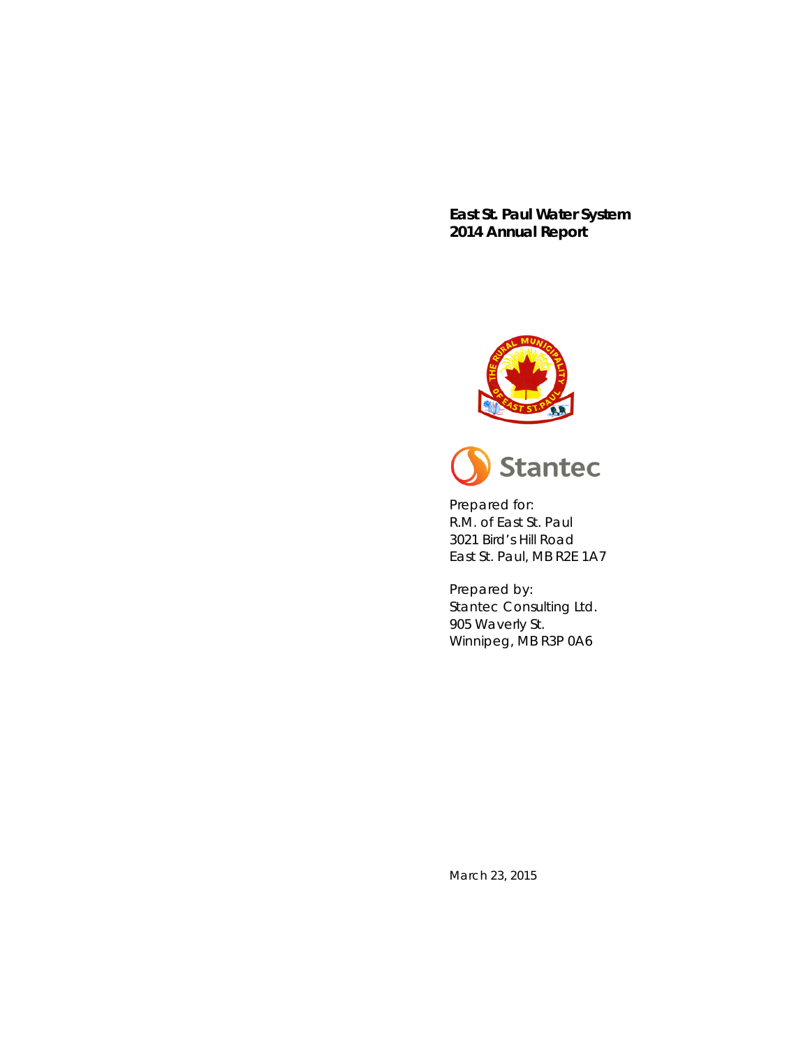# East St. Paul Water System
# 2014 Annual Report

Prepared for:
R.M. of East St. Paul
3021 Bird's Hill Road
East St. Paul, MB R2E 1A7

Prepared by:
Stantec Consulting Ltd.
905 Waverly St.
Winnipeg, MB R3P 0A6

March 23, 2015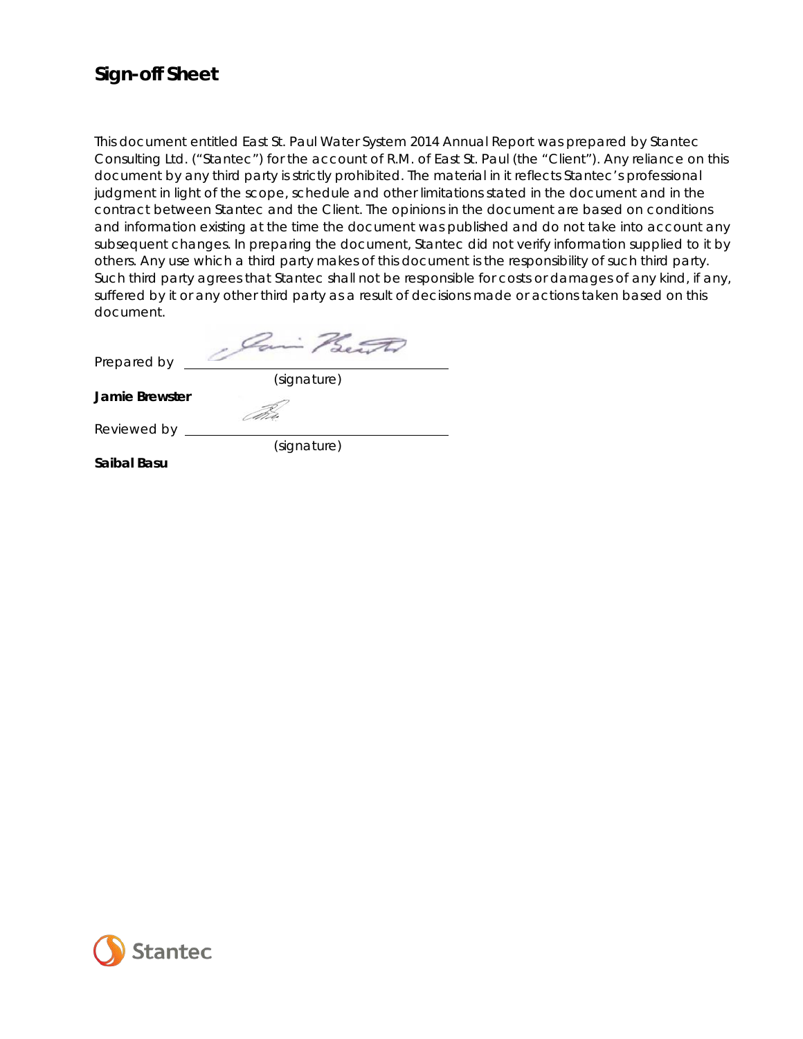# Sign-off Sheet

This document entitled East St. Paul Water System 2014 Annual Report was prepared by Stantec Consulting Ltd. ("Stantec") for the account of R.M. of East St. Paul (the "Client"). Any reliance on this document by any third party is strictly prohibited. The material in it reflects Stantec's professional judgment in light of the scope, schedule and other limitations stated in the document and in the contract between Stantec and the Client. The opinions in the document are based on conditions and information existing at the time the document was published and do not take into account any subsequent changes. In preparing the document, Stantec did not verify information supplied to it by others. Any use which a third party makes of this document is the responsibility of such third party. Such third party agrees that Stantec shall not be responsible for costs or damages of any kind, if any, suffered by it or any other third party as a result of decisions made or actions taken based on this document.

Prepared by \_\_\_\_\_\_\_\_\_\_\_\_\_\_\_\_\_\_\_\_\_\_\_\_\_\_\_\_\_\_
(signature)

**Jamie Brewster**

Reviewed by \_\_\_\_\_\_\_\_\_\_\_\_\_\_\_\_\_\_\_\_\_\_\_\_\_\_\_\_\_\_
(signature)

**Saibal Basu**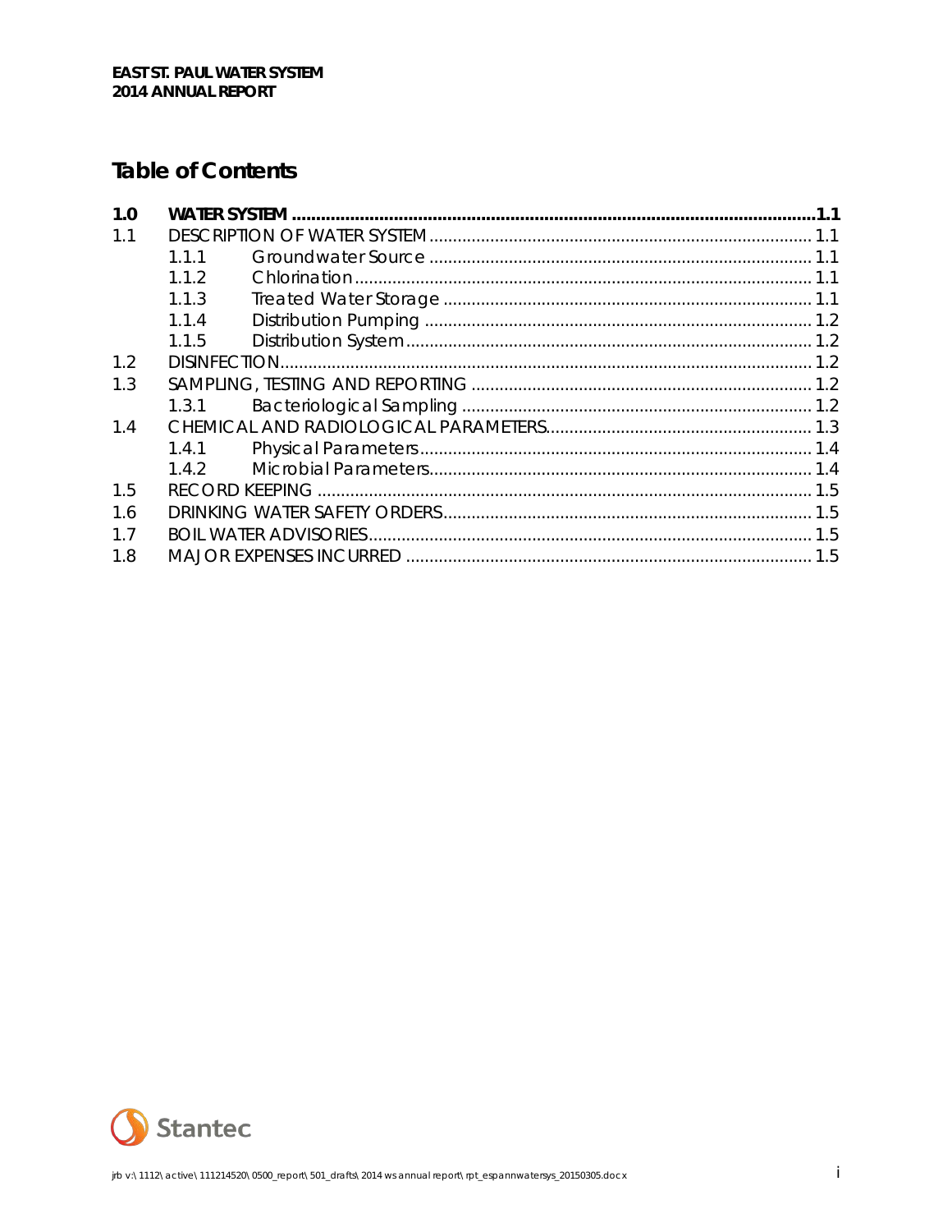# Table of Contents

| | | | |
|---|---|---|---|
| **1.0** | **WATER SYSTEM** | | **1.1** |
| 1.1 | DESCRIPTION OF WATER SYSTEM | | 1.1 |
| | 1.1.1 | Groundwater Source | 1.1 |
| | 1.1.2 | Chlorination | 1.1 |
| | 1.1.3 | Treated Water Storage | 1.1 |
| | 1.1.4 | Distribution Pumping | 1.2 |
| | 1.1.5 | Distribution System | 1.2 |
| 1.2 | DISINFECTION | | 1.2 |
| 1.3 | SAMPLING, TESTING AND REPORTING | | 1.2 |
| | 1.3.1 | Bacteriological Sampling | 1.2 |
| 1.4 | CHEMICAL AND RADIOLOGICAL PARAMETERS | | 1.3 |
| | 1.4.1 | Physical Parameters | 1.4 |
| | 1.4.2 | Microbial Parameters | 1.4 |
| 1.5 | RECORD KEEPING | | 1.5 |
| 1.6 | DRINKING WATER SAFETY ORDERS | | 1.5 |
| 1.7 | BOIL WATER ADVISORIES | | 1.5 |
| 1.8 | MAJOR EXPENSES INCURRED | | 1.5 |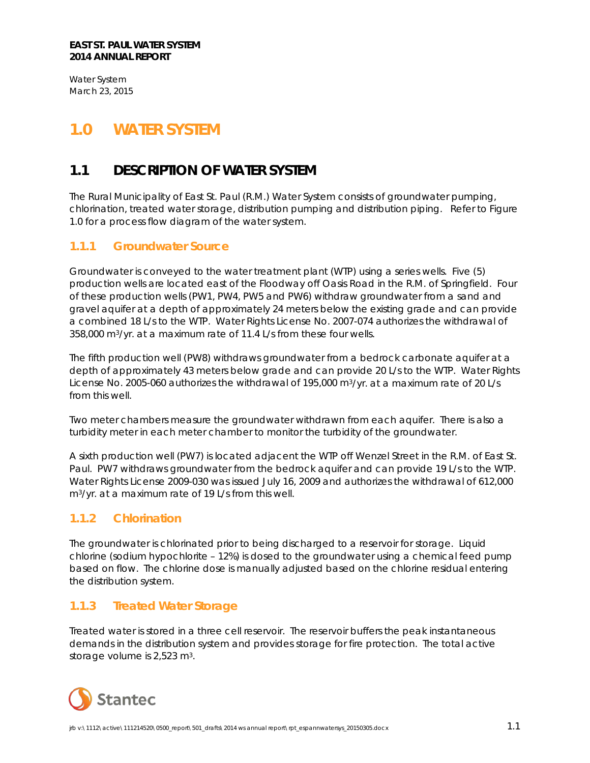# 1.0 WATER SYSTEM

## 1.1 DESCRIPTION OF WATER SYSTEM

The Rural Municipality of East St. Paul (R.M.) Water System consists of groundwater pumping, chlorination, treated water storage, distribution pumping and distribution piping. Refer to Figure 1.0 for a process flow diagram of the water system.

### 1.1.1 Groundwater Source

Groundwater is conveyed to the water treatment plant (WTP) using a series wells. Five (5) production wells are located east of the Floodway off Oasis Road in the R.M. of Springfield. Four of these production wells (PW1, PW4, PW5 and PW6) withdraw groundwater from a sand and gravel aquifer at a depth of approximately 24 meters below the existing grade and can provide a combined 18 L/s to the WTP. Water Rights License No. 2007-074 authorizes the withdrawal of 358,000 $m^3$/yr. at a maximum rate of 11.4 L/s from these four wells.

The fifth production well (PW8) withdraws groundwater from a bedrock carbonate aquifer at a depth of approximately 43 meters below grade and can provide 20 L/s to the WTP. Water Rights License No. 2005-060 authorizes the withdrawal of 195,000 $m^3$/yr. at a maximum rate of 20 L/s from this well.

Two meter chambers measure the groundwater withdrawn from each aquifer. There is also a turbidity meter in each meter chamber to monitor the turbidity of the groundwater.

A sixth production well (PW7) is located adjacent the WTP off Wenzel Street in the R.M. of East St. Paul. PW7 withdraws groundwater from the bedrock aquifer and can provide 19 L/s to the WTP. Water Rights License 2009-030 was issued July 16, 2009 and authorizes the withdrawal of 612,000 $m^3$/yr. at a maximum rate of 19 L/s from this well.

### 1.1.2 Chlorination

The groundwater is chlorinated prior to being discharged to a reservoir for storage. Liquid chlorine (sodium hypochlorite – 12%) is dosed to the groundwater using a chemical feed pump based on flow. The chlorine dose is manually adjusted based on the chlorine residual entering the distribution system.

### 1.1.3 Treated Water Storage

Treated water is stored in a three cell reservoir. The reservoir buffers the peak instantaneous demands in the distribution system and provides storage for fire protection. The total active storage volume is 2,523 $m^3$.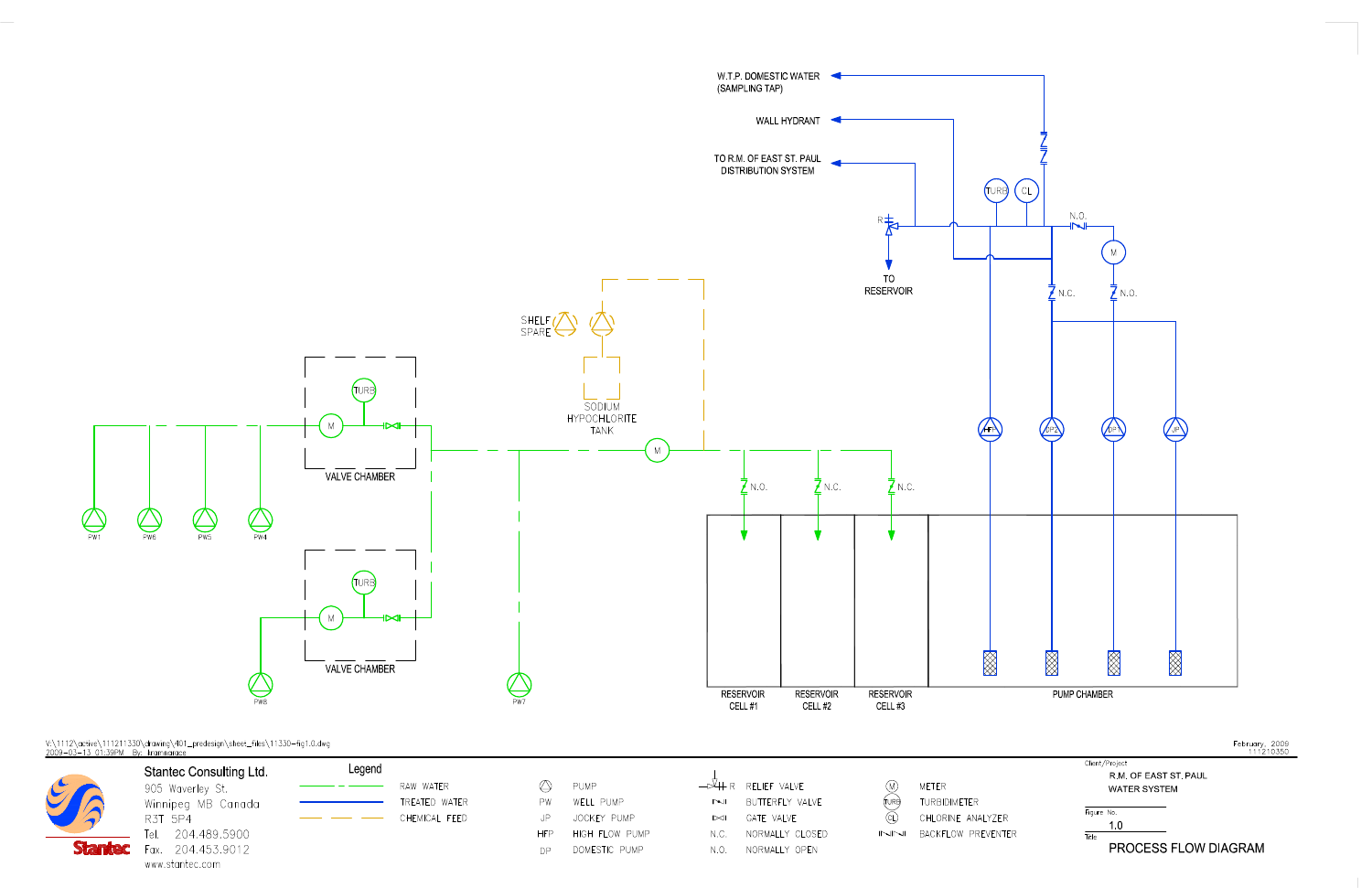W.T.P. DOMESTIC WATER (SAMPLING TAP)

WALL HYDRANT

TO R.M. OF EAST ST. PAUL DISTRIBUTION SYSTEM

TO RESERVOIR

TURB CL

N.O.

M

N.C. N.O.

SHELF SPARE

SODIUM HYPOCHLORITE TANK

TURB

M

VALVE CHAMBER

TURB

M

VALVE CHAMBER

PW1 PW6 PW5 PW4

PW8

PW7

M

N.O. N.C. N.C.

HFP DP2 DP1 JP

RESERVOIR CELL #1

RESERVOIR CELL #2

RESERVOIR CELL #3

PUMP CHAMBER

V:\1112\active\111211330\drawing\401_predesign\sheet_files\11330-fig1.0.dwg
2009-03-13 01:39PM By: lraimarace

February, 2009
111210350

**Stantec Consulting Ltd.**
905 Waverley St.
Winnipeg MB Canada
R3T 5P4
Tel. 204.489.5900
Fax. 204.453.9012
www.stantec.com

**Legend**

| Symbol | Description | Symbol | Description | Symbol | Description | Symbol | Description |
|---|---|---|---|---|---|---|---|
| (green dashed line) | RAW WATER | (pump symbol) | PUMP | R | RELIEF VALVE | M | METER |
| (blue line) | TREATED WATER | PW | WELL PUMP | | BUTTERFLY VALVE | TURB | TURBIDIMETER |
| (orange dashed line) | CHEMICAL FEED | JP | JOCKEY PUMP | | GATE VALVE | CL | CHLORINE ANALYZER |
| | | HFP | HIGH FLOW PUMP | N.C. | NORMALLY CLOSED | | BACKFLOW PREVENTER |
| | | DP | DOMESTIC PUMP | N.O. | NORMALLY OPEN | | |

Client/Project
R.M. OF EAST ST. PAUL
WATER SYSTEM

Figure No.
1.0

Title
PROCESS FLOW DIAGRAM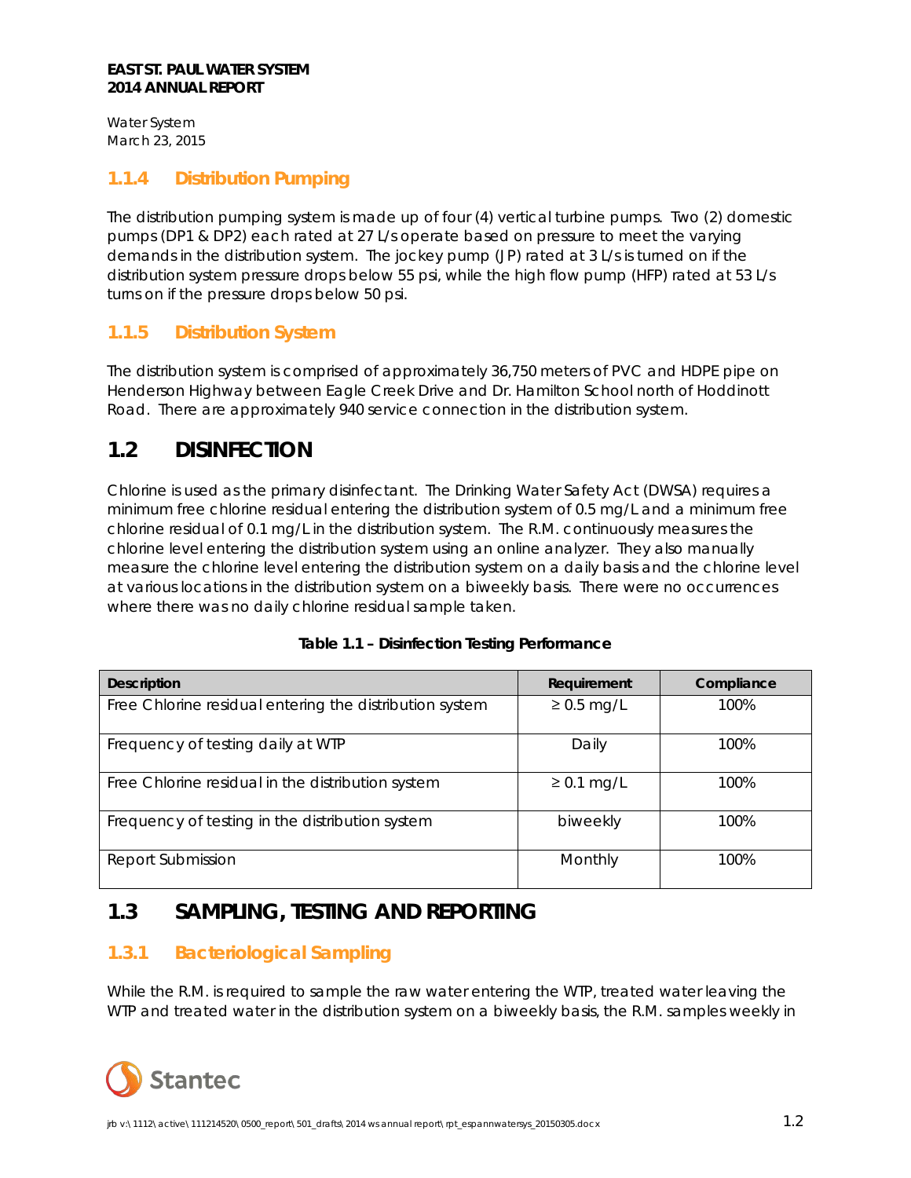### 1.1.4 Distribution Pumping

The distribution pumping system is made up of four (4) vertical turbine pumps. Two (2) domestic pumps (DP1 & DP2) each rated at 27 L/s operate based on pressure to meet the varying demands in the distribution system. The jockey pump (JP) rated at 3 L/s is turned on if the distribution system pressure drops below 55 psi, while the high flow pump (HFP) rated at 53 L/s turns on if the pressure drops below 50 psi.

### 1.1.5 Distribution System

The distribution system is comprised of approximately 36,750 meters of PVC and HDPE pipe on Henderson Highway between Eagle Creek Drive and Dr. Hamilton School north of Hoddinott Road. There are approximately 940 service connection in the distribution system.

## 1.2 DISINFECTION

Chlorine is used as the primary disinfectant. The Drinking Water Safety Act (DWSA) requires a minimum free chlorine residual entering the distribution system of 0.5 mg/L and a minimum free chlorine residual of 0.1 mg/L in the distribution system. The R.M. continuously measures the chlorine level entering the distribution system using an online analyzer. They also manually measure the chlorine level entering the distribution system on a daily basis and the chlorine level at various locations in the distribution system on a biweekly basis. There were no occurrences where there was no daily chlorine residual sample taken.

**Table 1.1 – Disinfection Testing Performance**

| Description | Requirement | Compliance |
|---|---|---|
| Free Chlorine residual entering the distribution system | ≥ 0.5 mg/L | 100% |
| Frequency of testing daily at WTP | Daily | 100% |
| Free Chlorine residual in the distribution system | ≥ 0.1 mg/L | 100% |
| Frequency of testing in the distribution system | biweekly | 100% |
| Report Submission | Monthly | 100% |

## 1.3 SAMPLING, TESTING AND REPORTING

### 1.3.1 Bacteriological Sampling

While the R.M. is required to sample the raw water entering the WTP, treated water leaving the WTP and treated water in the distribution system on a biweekly basis, the R.M. samples weekly in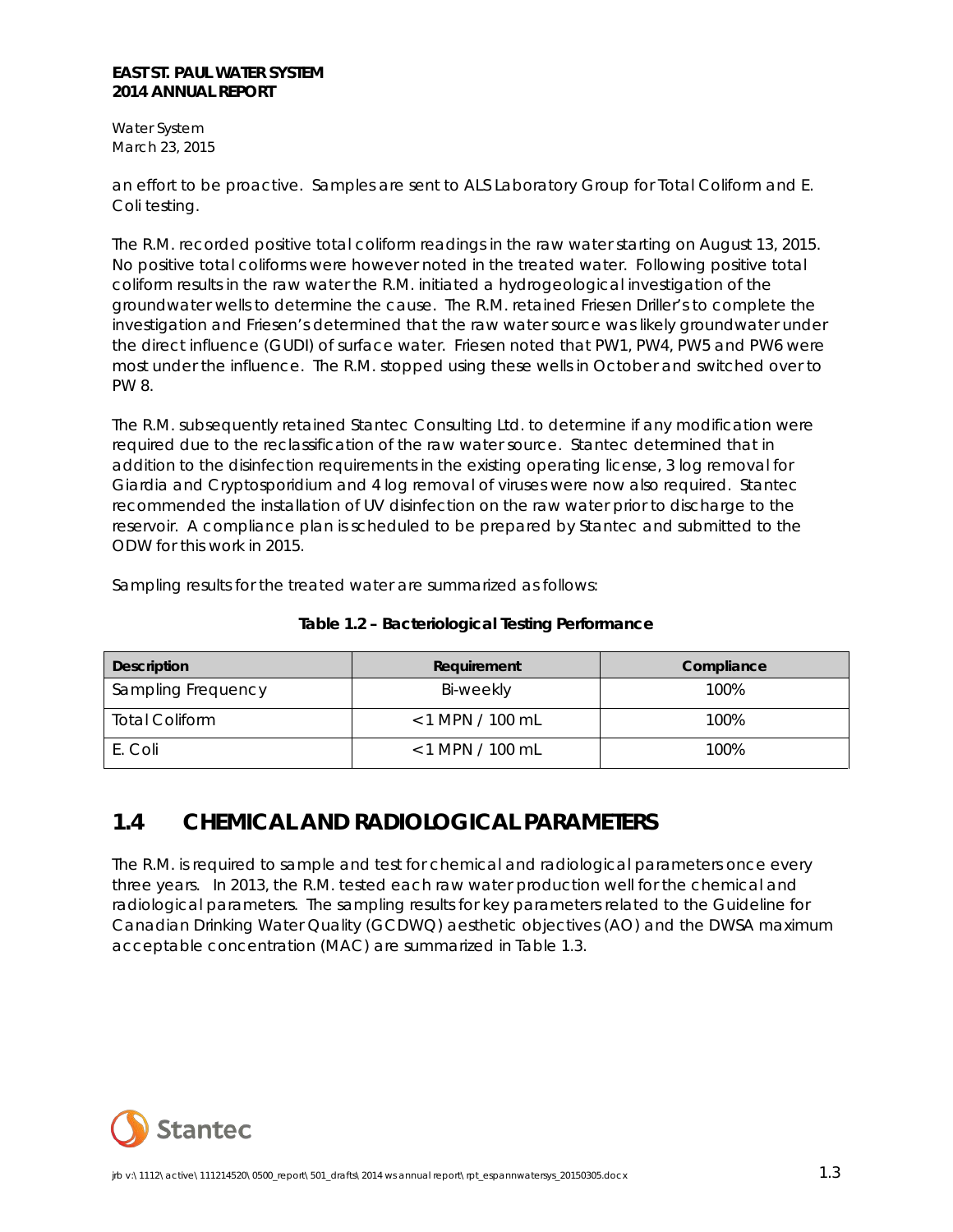an effort to be proactive. Samples are sent to ALS Laboratory Group for Total Coliform and E. Coli testing.

The R.M. recorded positive total coliform readings in the raw water starting on August 13, 2015. No positive total coliforms were however noted in the treated water. Following positive total coliform results in the raw water the R.M. initiated a hydrogeological investigation of the groundwater wells to determine the cause. The R.M. retained Friesen Driller's to complete the investigation and Friesen's determined that the raw water source was likely groundwater under the direct influence (GUDI) of surface water. Friesen noted that PW1, PW4, PW5 and PW6 were most under the influence. The R.M. stopped using these wells in October and switched over to PW 8.

The R.M. subsequently retained Stantec Consulting Ltd. to determine if any modification were required due to the reclassification of the raw water source. Stantec determined that in addition to the disinfection requirements in the existing operating license, 3 log removal for Giardia and Cryptosporidium and 4 log removal of viruses were now also required. Stantec recommended the installation of UV disinfection on the raw water prior to discharge to the reservoir. A compliance plan is scheduled to be prepared by Stantec and submitted to the ODW for this work in 2015.

Sampling results for the treated water are summarized as follows:

**Table 1.2 – Bacteriological Testing Performance**

| Description | Requirement | Compliance |
|---|---|---|
| Sampling Frequency | Bi-weekly | 100% |
| Total Coliform | < 1 MPN / 100 mL | 100% |
| E. Coli | < 1 MPN / 100 mL | 100% |

## 1.4 CHEMICAL AND RADIOLOGICAL PARAMETERS

The R.M. is required to sample and test for chemical and radiological parameters once every three years. In 2013, the R.M. tested each raw water production well for the chemical and radiological parameters. The sampling results for key parameters related to the Guideline for Canadian Drinking Water Quality (GCDWQ) aesthetic objectives (AO) and the DWSA maximum acceptable concentration (MAC) are summarized in Table 1.3.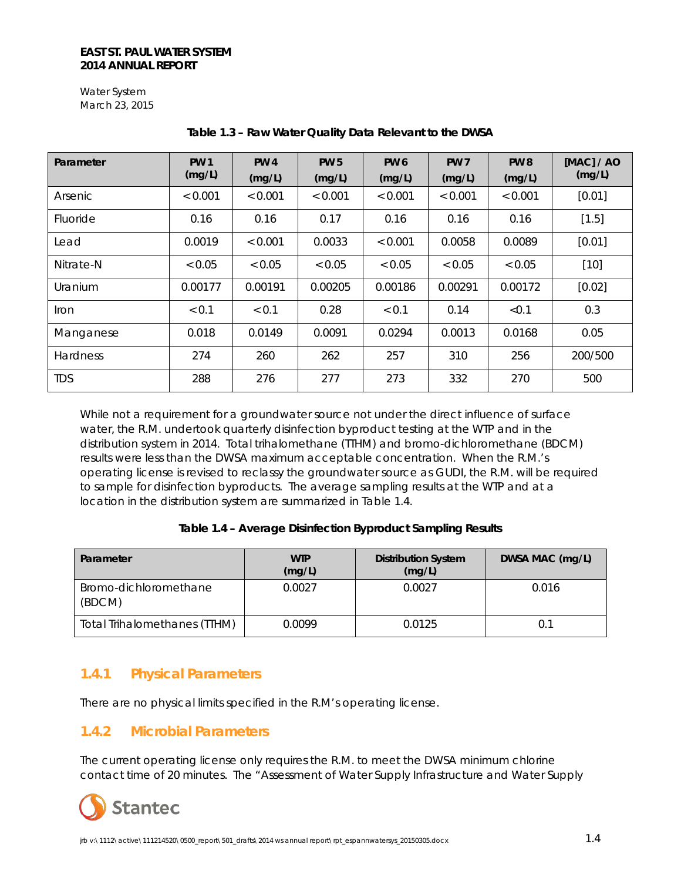**Table 1.3 – Raw Water Quality Data Relevant to the DWSA**

| Parameter | PW 1 (mg/L) | PW 4 (mg/L) | PW 5 (mg/L) | PW 6 (mg/L) | PW 7 (mg/L) | PW 8 (mg/L) | [MAC] / AO (mg/L) |
|---|---|---|---|---|---|---|---|
| Arsenic | < 0.001 | < 0.001 | < 0.001 | < 0.001 | < 0.001 | < 0.001 | [0.01] |
| Fluoride | 0.16 | 0.16 | 0.17 | 0.16 | 0.16 | 0.16 | [1.5] |
| Lead | 0.0019 | < 0.001 | 0.0033 | < 0.001 | 0.0058 | 0.0089 | [0.01] |
| Nitrate-N | < 0.05 | < 0.05 | < 0.05 | < 0.05 | < 0.05 | < 0.05 | [10] |
| Uranium | 0.00177 | 0.00191 | 0.00205 | 0.00186 | 0.00291 | 0.00172 | [0.02] |
| Iron | < 0.1 | < 0.1 | 0.28 | < 0.1 | 0.14 | <0.1 | 0.3 |
| Manganese | 0.018 | 0.0149 | 0.0091 | 0.0294 | 0.0013 | 0.0168 | 0.05 |
| Hardness | 274 | 260 | 262 | 257 | 310 | 256 | 200/500 |
| TDS | 288 | 276 | 277 | 273 | 332 | 270 | 500 |

While not a requirement for a groundwater source not under the direct influence of surface water, the R.M. undertook quarterly disinfection byproduct testing at the WTP and in the distribution system in 2014. Total trihalomethane (TTHM) and bromo-dichloromethane (BDCM) results were less than the DWSA maximum acceptable concentration. When the R.M.'s operating license is revised to reclassy the groundwater source as GUDI, the R.M. will be required to sample for disinfection byproducts. The average sampling results at the WTP and at a location in the distribution system are summarized in Table 1.4.

**Table 1.4 – Average Disinfection Byproduct Sampling Results**

| Parameter | WTP (mg/L) | Distribution System (mg/L) | DWSA MAC (mg/L) |
|---|---|---|---|
| Bromo-dichloromethane (BDCM) | 0.0027 | 0.0027 | 0.016 |
| Total Trihalomethanes (TTHM) | 0.0099 | 0.0125 | 0.1 |

### 1.4.1 Physical Parameters

There are no physical limits specified in the R.M's operating license.

### 1.4.2 Microbial Parameters

The current operating license only requires the R.M. to meet the DWSA minimum chlorine contact time of 20 minutes. The "Assessment of Water Supply Infrastructure and Water Supply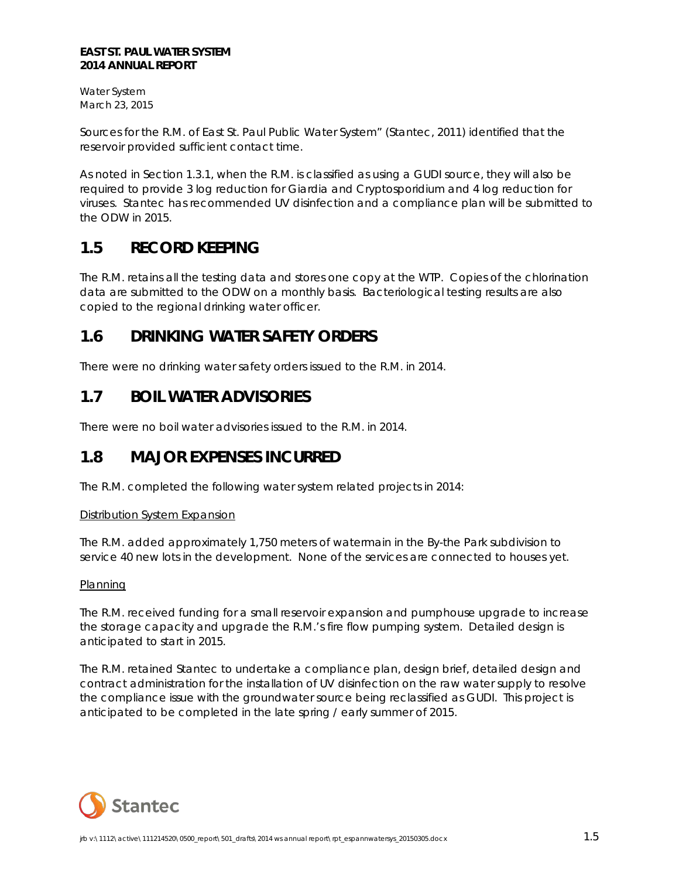Sources for the R.M. of East St. Paul Public Water System" (Stantec, 2011) identified that the reservoir provided sufficient contact time.

As noted in Section 1.3.1, when the R.M. is classified as using a GUDI source, they will also be required to provide 3 log reduction for Giardia and Cryptosporidium and 4 log reduction for viruses. Stantec has recommended UV disinfection and a compliance plan will be submitted to the ODW in 2015.

## 1.5 RECORD KEEPING

The R.M. retains all the testing data and stores one copy at the WTP. Copies of the chlorination data are submitted to the ODW on a monthly basis. Bacteriological testing results are also copied to the regional drinking water officer.

## 1.6 DRINKING WATER SAFETY ORDERS

There were no drinking water safety orders issued to the R.M. in 2014.

## 1.7 BOIL WATER ADVISORIES

There were no boil water advisories issued to the R.M. in 2014.

## 1.8 MAJOR EXPENSES INCURRED

The R.M. completed the following water system related projects in 2014:

Distribution System Expansion

The R.M. added approximately 1,750 meters of watermain in the By-the Park subdivision to service 40 new lots in the development. None of the services are connected to houses yet.

Planning

The R.M. received funding for a small reservoir expansion and pumphouse upgrade to increase the storage capacity and upgrade the R.M.'s fire flow pumping system. Detailed design is anticipated to start in 2015.

The R.M. retained Stantec to undertake a compliance plan, design brief, detailed design and contract administration for the installation of UV disinfection on the raw water supply to resolve the compliance issue with the groundwater source being reclassified as GUDI. This project is anticipated to be completed in the late spring / early summer of 2015.